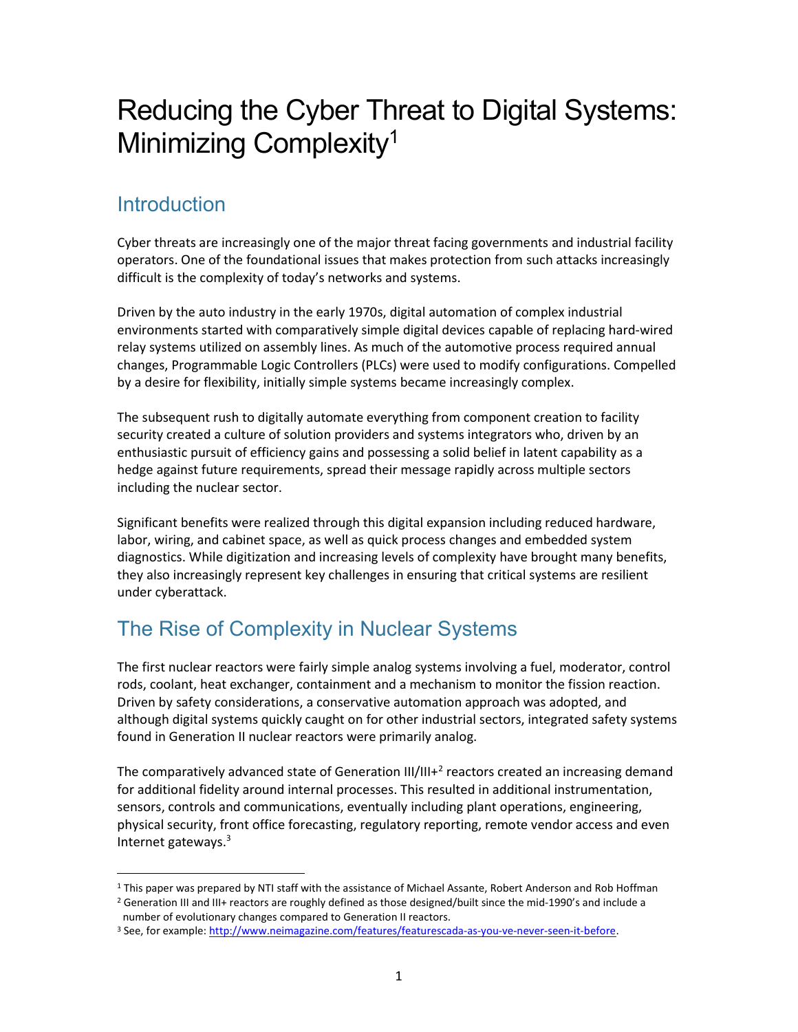# Reducing the Cyber Threat to Digital Systems: Minimizing Complexity[1]

## Introduction

Cyber threats are increasingly one of the major threat facing governments and industrial facility operators. One of the foundational issues that makes protection from such attacks increasingly difficult is the complexity of today's networks and systems.

Driven by the auto industry in the early 1970s, digital automation of complex industrial environments started with comparatively simple digital devices capable of replacing hard-wired relay systems utilized on assembly lines. As much of the automotive process required annual changes, Programmable Logic Controllers (PLCs) were used to modify configurations. Compelled by a desire for flexibility, initially simple systems became increasingly complex.

The subsequent rush to digitally automate everything from component creation to facility security created a culture of solution providers and systems integrators who, driven by an enthusiastic pursuit of efficiency gains and possessing a solid belief in latent capability as a hedge against future requirements, spread their message rapidly across multiple sectors including the nuclear sector.

Significant benefits were realized through this digital expansion including reduced hardware, labor, wiring, and cabinet space, as well as quick process changes and embedded system diagnostics. While digitization and increasing levels of complexity have brought many benefits, they also increasingly represent key challenges in ensuring that critical systems are resilient under cyberattack.

## The Rise of Complexity in Nuclear Systems

The first nuclear reactors were fairly simple analog systems involving a fuel, moderator, control rods, coolant, heat exchanger, containment and a mechanism to monitor the fission reaction. Driven by safety considerations, a conservative automation approach was adopted, and although digital systems quickly caught on for other industrial sectors, integrated safety systems found in Generation II nuclear reactors were primarily analog.

The comparatively advanced state of Generation III/III+[2] reactors created an increasing demand for additional fidelity around internal processes. This resulted in additional instrumentation, sensors, controls and communications, eventually including plant operations, engineering, physical security, front office forecasting, regulatory reporting, remote vendor access and even Internet gateways.[3]

---

[1] This paper was prepared by NTI staff with the assistance of Michael Assante, Robert Anderson and Rob Hoffman

[2] Generation III and III+ reactors are roughly defined as those designed/built since the mid-1990's and include a number of evolutionary changes compared to Generation II reactors.

[3] See, for example: http://www.neimagazine.com/features/featurescada-as-you-ve-never-seen-it-before.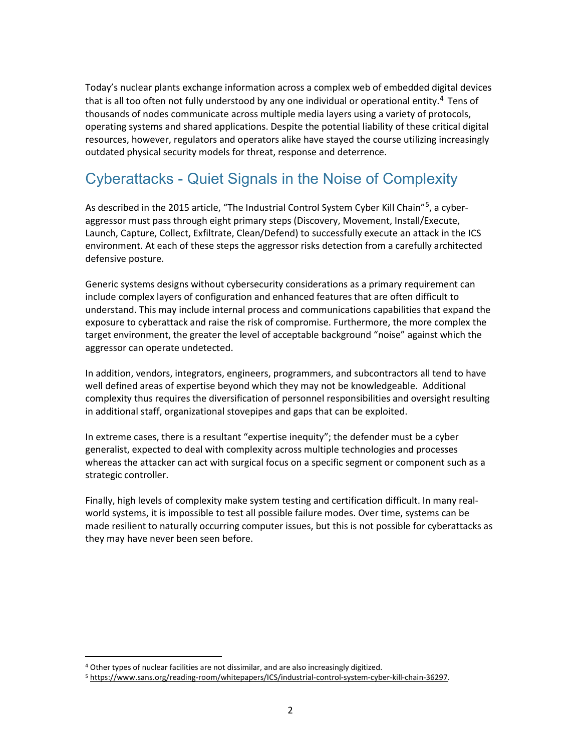Today's nuclear plants exchange information across a complex web of embedded digital devices that is all too often not fully understood by any one individual or operational entity.[4] Tens of thousands of nodes communicate across multiple media layers using a variety of protocols, operating systems and shared applications. Despite the potential liability of these critical digital resources, however, regulators and operators alike have stayed the course utilizing increasingly outdated physical security models for threat, response and deterrence.

## Cyberattacks - Quiet Signals in the Noise of Complexity

As described in the 2015 article, "The Industrial Control System Cyber Kill Chain"[5], a cyber-aggressor must pass through eight primary steps (Discovery, Movement, Install/Execute, Launch, Capture, Collect, Exfiltrate, Clean/Defend) to successfully execute an attack in the ICS environment. At each of these steps the aggressor risks detection from a carefully architected defensive posture.

Generic systems designs without cybersecurity considerations as a primary requirement can include complex layers of configuration and enhanced features that are often difficult to understand. This may include internal process and communications capabilities that expand the exposure to cyberattack and raise the risk of compromise. Furthermore, the more complex the target environment, the greater the level of acceptable background "noise" against which the aggressor can operate undetected.

In addition, vendors, integrators, engineers, programmers, and subcontractors all tend to have well defined areas of expertise beyond which they may not be knowledgeable. Additional complexity thus requires the diversification of personnel responsibilities and oversight resulting in additional staff, organizational stovepipes and gaps that can be exploited.

In extreme cases, there is a resultant "expertise inequity"; the defender must be a cyber generalist, expected to deal with complexity across multiple technologies and processes whereas the attacker can act with surgical focus on a specific segment or component such as a strategic controller.

Finally, high levels of complexity make system testing and certification difficult. In many real-world systems, it is impossible to test all possible failure modes. Over time, systems can be made resilient to naturally occurring computer issues, but this is not possible for cyberattacks as they may have never been seen before.

---

[4] Other types of nuclear facilities are not dissimilar, and are also increasingly digitized.

[5] https://www.sans.org/reading-room/whitepapers/ICS/industrial-control-system-cyber-kill-chain-36297.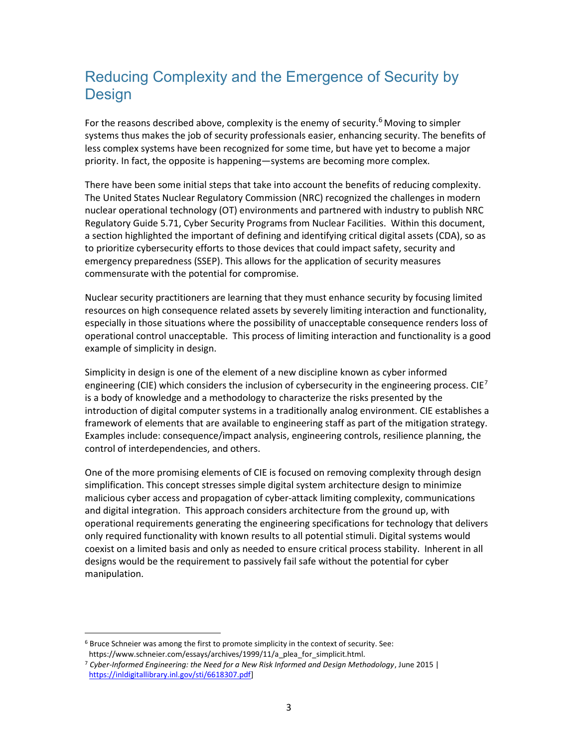## Reducing Complexity and the Emergence of Security by Design

For the reasons described above, complexity is the enemy of security.[6] Moving to simpler systems thus makes the job of security professionals easier, enhancing security. The benefits of less complex systems have been recognized for some time, but have yet to become a major priority. In fact, the opposite is happening—systems are becoming more complex.

There have been some initial steps that take into account the benefits of reducing complexity. The United States Nuclear Regulatory Commission (NRC) recognized the challenges in modern nuclear operational technology (OT) environments and partnered with industry to publish NRC Regulatory Guide 5.71, Cyber Security Programs from Nuclear Facilities. Within this document, a section highlighted the important of defining and identifying critical digital assets (CDA), so as to prioritize cybersecurity efforts to those devices that could impact safety, security and emergency preparedness (SSEP). This allows for the application of security measures commensurate with the potential for compromise.

Nuclear security practitioners are learning that they must enhance security by focusing limited resources on high consequence related assets by severely limiting interaction and functionality, especially in those situations where the possibility of unacceptable consequence renders loss of operational control unacceptable. This process of limiting interaction and functionality is a good example of simplicity in design.

Simplicity in design is one of the element of a new discipline known as cyber informed engineering (CIE) which considers the inclusion of cybersecurity in the engineering process. CIE[7] is a body of knowledge and a methodology to characterize the risks presented by the introduction of digital computer systems in a traditionally analog environment. CIE establishes a framework of elements that are available to engineering staff as part of the mitigation strategy. Examples include: consequence/impact analysis, engineering controls, resilience planning, the control of interdependencies, and others.

One of the more promising elements of CIE is focused on removing complexity through design simplification. This concept stresses simple digital system architecture design to minimize malicious cyber access and propagation of cyber-attack limiting complexity, communications and digital integration. This approach considers architecture from the ground up, with operational requirements generating the engineering specifications for technology that delivers only required functionality with known results to all potential stimuli. Digital systems would coexist on a limited basis and only as needed to ensure critical process stability. Inherent in all designs would be the requirement to passively fail safe without the potential for cyber manipulation.

---

[6] Bruce Schneier was among the first to promote simplicity in the context of security. See: https://www.schneier.com/essays/archives/1999/11/a_plea_for_simplicit.html.

[7] *Cyber-Informed Engineering: the Need for a New Risk Informed and Design Methodology*, June 2015 | https://inldigitallibrary.inl.gov/sti/6618307.pdf]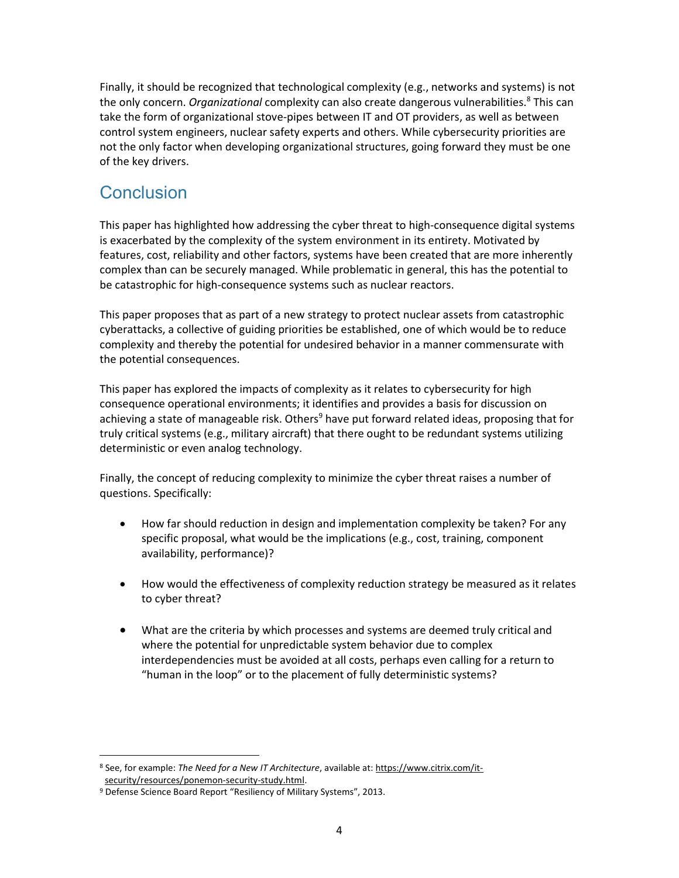Finally, it should be recognized that technological complexity (e.g., networks and systems) is not the only concern. *Organizational* complexity can also create dangerous vulnerabilities.[8] This can take the form of organizational stove-pipes between IT and OT providers, as well as between control system engineers, nuclear safety experts and others. While cybersecurity priorities are not the only factor when developing organizational structures, going forward they must be one of the key drivers.

## Conclusion

This paper has highlighted how addressing the cyber threat to high-consequence digital systems is exacerbated by the complexity of the system environment in its entirety. Motivated by features, cost, reliability and other factors, systems have been created that are more inherently complex than can be securely managed. While problematic in general, this has the potential to be catastrophic for high-consequence systems such as nuclear reactors.

This paper proposes that as part of a new strategy to protect nuclear assets from catastrophic cyberattacks, a collective of guiding priorities be established, one of which would be to reduce complexity and thereby the potential for undesired behavior in a manner commensurate with the potential consequences.

This paper has explored the impacts of complexity as it relates to cybersecurity for high consequence operational environments; it identifies and provides a basis for discussion on achieving a state of manageable risk. Others[9] have put forward related ideas, proposing that for truly critical systems (e.g., military aircraft) that there ought to be redundant systems utilizing deterministic or even analog technology.

Finally, the concept of reducing complexity to minimize the cyber threat raises a number of questions. Specifically:

- How far should reduction in design and implementation complexity be taken? For any specific proposal, what would be the implications (e.g., cost, training, component availability, performance)?
- How would the effectiveness of complexity reduction strategy be measured as it relates to cyber threat?
- What are the criteria by which processes and systems are deemed truly critical and where the potential for unpredictable system behavior due to complex interdependencies must be avoided at all costs, perhaps even calling for a return to "human in the loop" or to the placement of fully deterministic systems?

---

[8] See, for example: *The Need for a New IT Architecture*, available at: https://www.citrix.com/it-security/resources/ponemon-security-study.html.

[9] Defense Science Board Report "Resiliency of Military Systems", 2013.